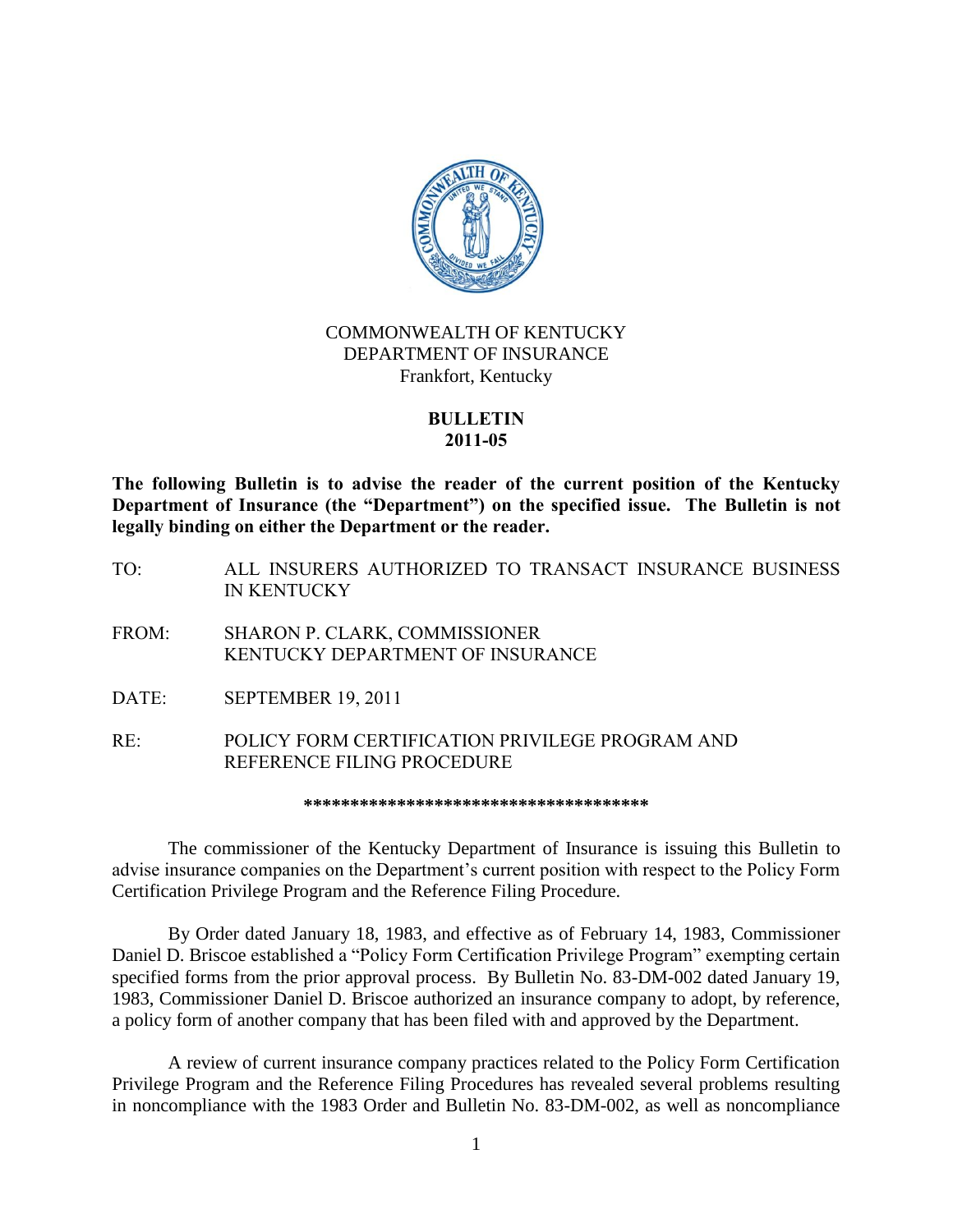COMMONWEALTH OF KENTUCKY
DEPARTMENT OF INSURANCE
Frankfort, Kentucky

# BULLETIN
# 2011-05

**The following Bulletin is to advise the reader of the current position of the Kentucky Department of Insurance (the "Department") on the specified issue. The Bulletin is not legally binding on either the Department or the reader.**

TO: ALL INSURERS AUTHORIZED TO TRANSACT INSURANCE BUSINESS IN KENTUCKY

FROM: SHARON P. CLARK, COMMISSIONER
KENTUCKY DEPARTMENT OF INSURANCE

DATE: SEPTEMBER 19, 2011

RE: POLICY FORM CERTIFICATION PRIVILEGE PROGRAM AND REFERENCE FILING PROCEDURE

**************************************

The commissioner of the Kentucky Department of Insurance is issuing this Bulletin to advise insurance companies on the Department's current position with respect to the Policy Form Certification Privilege Program and the Reference Filing Procedure.

By Order dated January 18, 1983, and effective as of February 14, 1983, Commissioner Daniel D. Briscoe established a "Policy Form Certification Privilege Program" exempting certain specified forms from the prior approval process. By Bulletin No. 83-DM-002 dated January 19, 1983, Commissioner Daniel D. Briscoe authorized an insurance company to adopt, by reference, a policy form of another company that has been filed with and approved by the Department.

A review of current insurance company practices related to the Policy Form Certification Privilege Program and the Reference Filing Procedures has revealed several problems resulting in noncompliance with the 1983 Order and Bulletin No. 83-DM-002, as well as noncompliance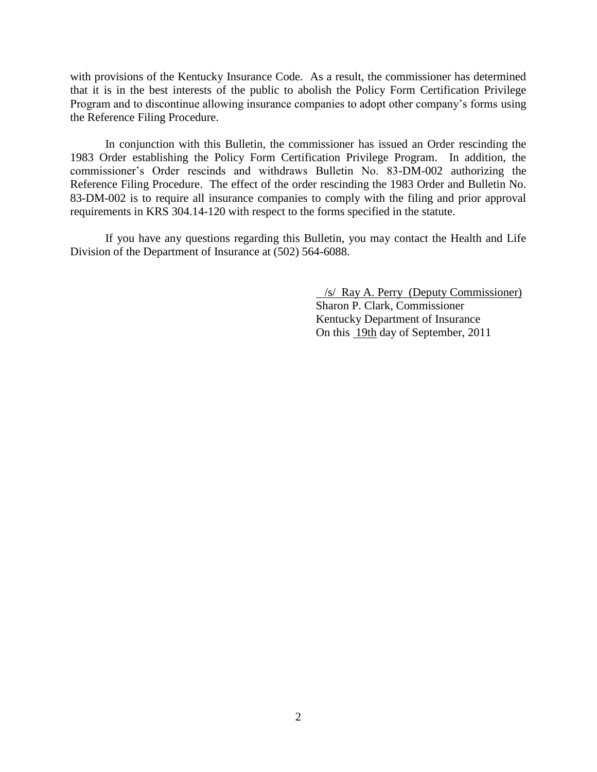with provisions of the Kentucky Insurance Code. As a result, the commissioner has determined that it is in the best interests of the public to abolish the Policy Form Certification Privilege Program and to discontinue allowing insurance companies to adopt other company's forms using the Reference Filing Procedure.

In conjunction with this Bulletin, the commissioner has issued an Order rescinding the 1983 Order establishing the Policy Form Certification Privilege Program. In addition, the commissioner's Order rescinds and withdraws Bulletin No. 83-DM-002 authorizing the Reference Filing Procedure. The effect of the order rescinding the 1983 Order and Bulletin No. 83-DM-002 is to require all insurance companies to comply with the filing and prior approval requirements in KRS 304.14-120 with respect to the forms specified in the statute.

If you have any questions regarding this Bulletin, you may contact the Health and Life Division of the Department of Insurance at (502) 564-6088.

/s/ Ray A. Perry (Deputy Commissioner)
Sharon P. Clark, Commissioner
Kentucky Department of Insurance
On this 19th day of September, 2011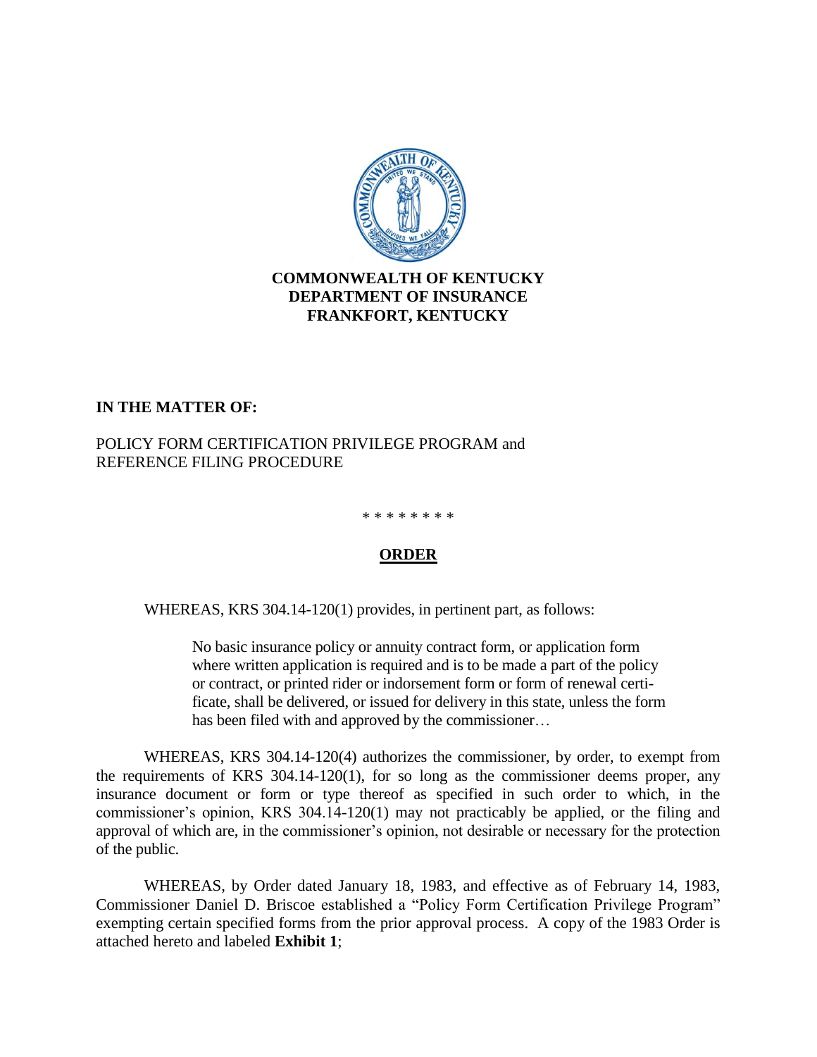**COMMONWEALTH OF KENTUCKY**
**DEPARTMENT OF INSURANCE**
**FRANKFORT, KENTUCKY**

**IN THE MATTER OF:**

POLICY FORM CERTIFICATION PRIVILEGE PROGRAM and
REFERENCE FILING PROCEDURE

\* \* \* \* \* \* \* \*

## **ORDER**

WHEREAS, KRS 304.14-120(1) provides, in pertinent part, as follows:

> No basic insurance policy or annuity contract form, or application form where written application is required and is to be made a part of the policy or contract, or printed rider or indorsement form or form of renewal certificate, shall be delivered, or issued for delivery in this state, unless the form has been filed with and approved by the commissioner…

WHEREAS, KRS 304.14-120(4) authorizes the commissioner, by order, to exempt from the requirements of KRS 304.14-120(1), for so long as the commissioner deems proper, any insurance document or form or type thereof as specified in such order to which, in the commissioner's opinion, KRS 304.14-120(1) may not practicably be applied, or the filing and approval of which are, in the commissioner's opinion, not desirable or necessary for the protection of the public.

WHEREAS, by Order dated January 18, 1983, and effective as of February 14, 1983, Commissioner Daniel D. Briscoe established a "Policy Form Certification Privilege Program" exempting certain specified forms from the prior approval process. A copy of the 1983 Order is attached hereto and labeled **Exhibit 1**;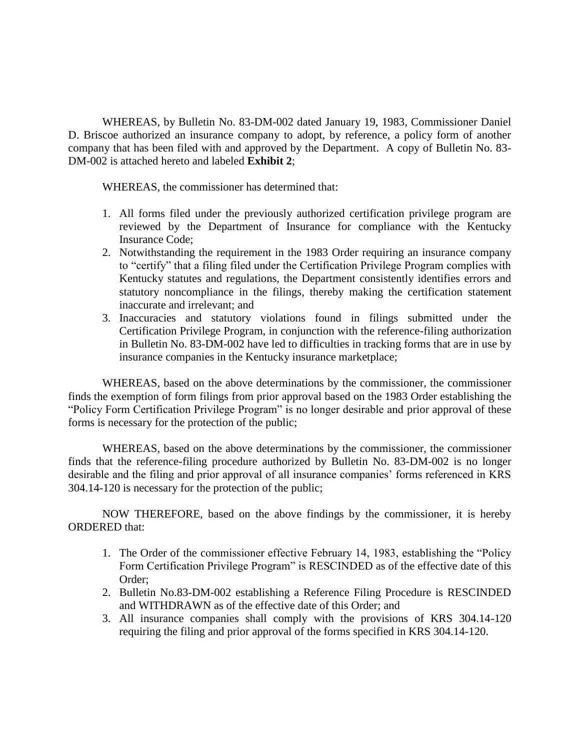WHEREAS, by Bulletin No. 83-DM-002 dated January 19, 1983, Commissioner Daniel D. Briscoe authorized an insurance company to adopt, by reference, a policy form of another company that has been filed with and approved by the Department. A copy of Bulletin No. 83-DM-002 is attached hereto and labeled **Exhibit 2**;

WHEREAS, the commissioner has determined that:

1. All forms filed under the previously authorized certification privilege program are reviewed by the Department of Insurance for compliance with the Kentucky Insurance Code;
2. Notwithstanding the requirement in the 1983 Order requiring an insurance company to "certify" that a filing filed under the Certification Privilege Program complies with Kentucky statutes and regulations, the Department consistently identifies errors and statutory noncompliance in the filings, thereby making the certification statement inaccurate and irrelevant; and
3. Inaccuracies and statutory violations found in filings submitted under the Certification Privilege Program, in conjunction with the reference-filing authorization in Bulletin No. 83-DM-002 have led to difficulties in tracking forms that are in use by insurance companies in the Kentucky insurance marketplace;

WHEREAS, based on the above determinations by the commissioner, the commissioner finds the exemption of form filings from prior approval based on the 1983 Order establishing the "Policy Form Certification Privilege Program" is no longer desirable and prior approval of these forms is necessary for the protection of the public;

WHEREAS, based on the above determinations by the commissioner, the commissioner finds that the reference-filing procedure authorized by Bulletin No. 83-DM-002 is no longer desirable and the filing and prior approval of all insurance companies' forms referenced in KRS 304.14-120 is necessary for the protection of the public;

NOW THEREFORE, based on the above findings by the commissioner, it is hereby ORDERED that:

1. The Order of the commissioner effective February 14, 1983, establishing the "Policy Form Certification Privilege Program" is RESCINDED as of the effective date of this Order;
2. Bulletin No.83-DM-002 establishing a Reference Filing Procedure is RESCINDED and WITHDRAWN as of the effective date of this Order; and
3. All insurance companies shall comply with the provisions of KRS 304.14-120 requiring the filing and prior approval of the forms specified in KRS 304.14-120.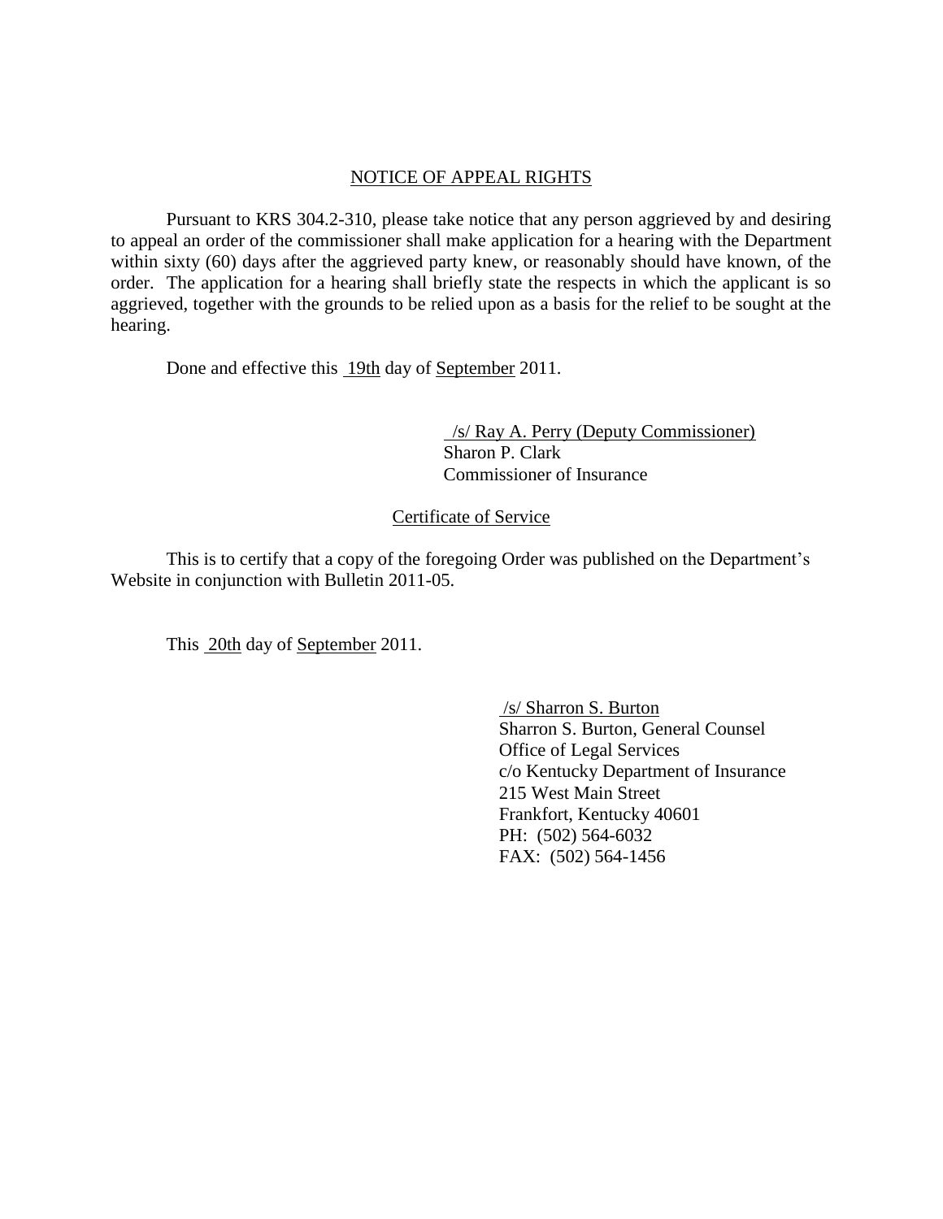## NOTICE OF APPEAL RIGHTS

Pursuant to KRS 304.2-310, please take notice that any person aggrieved by and desiring to appeal an order of the commissioner shall make application for a hearing with the Department within sixty (60) days after the aggrieved party knew, or reasonably should have known, of the order. The application for a hearing shall briefly state the respects in which the applicant is so aggrieved, together with the grounds to be relied upon as a basis for the relief to be sought at the hearing.

Done and effective this 19th day of September 2011.

/s/ Ray A. Perry (Deputy Commissioner)
Sharon P. Clark
Commissioner of Insurance

## Certificate of Service

This is to certify that a copy of the foregoing Order was published on the Department's Website in conjunction with Bulletin 2011-05.

This 20th day of September 2011.

/s/ Sharron S. Burton
Sharron S. Burton, General Counsel
Office of Legal Services
c/o Kentucky Department of Insurance
215 West Main Street
Frankfort, Kentucky 40601
PH: (502) 564-6032
FAX: (502) 564-1456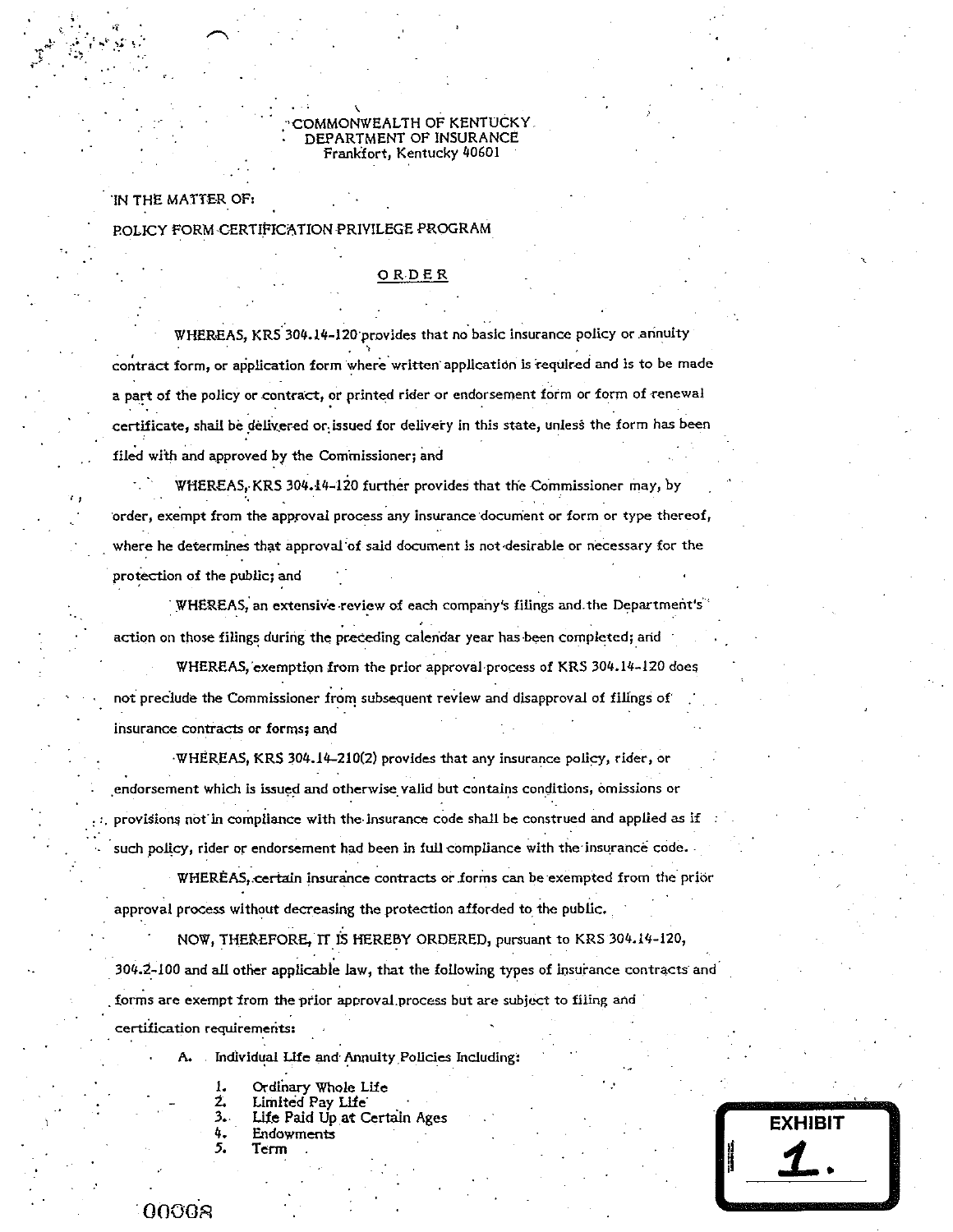COMMONWEALTH OF KENTUCKY
DEPARTMENT OF INSURANCE
Frankfort, Kentucky 40601

IN THE MATTER OF:

POLICY FORM CERTIFICATION PRIVILEGE PROGRAM

## ORDER

WHEREAS, KRS 304.14-120 provides that no basic insurance policy or annuity contract form, or application form where written application is required and is to be made a part of the policy or contract, or printed rider or endorsement form or form of renewal certificate, shall be delivered or issued for delivery in this state, unless the form has been filed with and approved by the Commissioner; and

WHEREAS, KRS 304.14-120 further provides that the Commissioner may, by order, exempt from the approval process any insurance document or form or type thereof, where he determines that approval of said document is not desirable or necessary for the protection of the public; and

WHEREAS, an extensive review of each company's filings and the Department's action on those filings during the preceding calendar year has been completed; and

WHEREAS, exemption from the prior approval process of KRS 304.14-120 does not preclude the Commissioner from subsequent review and disapproval of filings of insurance contracts or forms; and

WHEREAS, KRS 304.14-210(2) provides that any insurance policy, rider, or endorsement which is issued and otherwise valid but contains conditions, omissions or provisions not in compliance with the insurance code shall be construed and applied as if such policy, rider or endorsement had been in full compliance with the insurance code.

WHEREAS, certain insurance contracts or forms can be exempted from the prior approval process without decreasing the protection afforded to the public.

NOW, THEREFORE, IT IS HEREBY ORDERED, pursuant to KRS 304.14-120, 304.2-100 and all other applicable law, that the following types of insurance contracts and forms are exempt from the prior approval process but are subject to filing and certification requirements:

A. Individual Life and Annuity Policies Including:

1. Ordinary Whole Life
2. Limited Pay Life
3. Life Paid Up at Certain Ages
4. Endowments
5. Term

EXHIBIT 1.

00008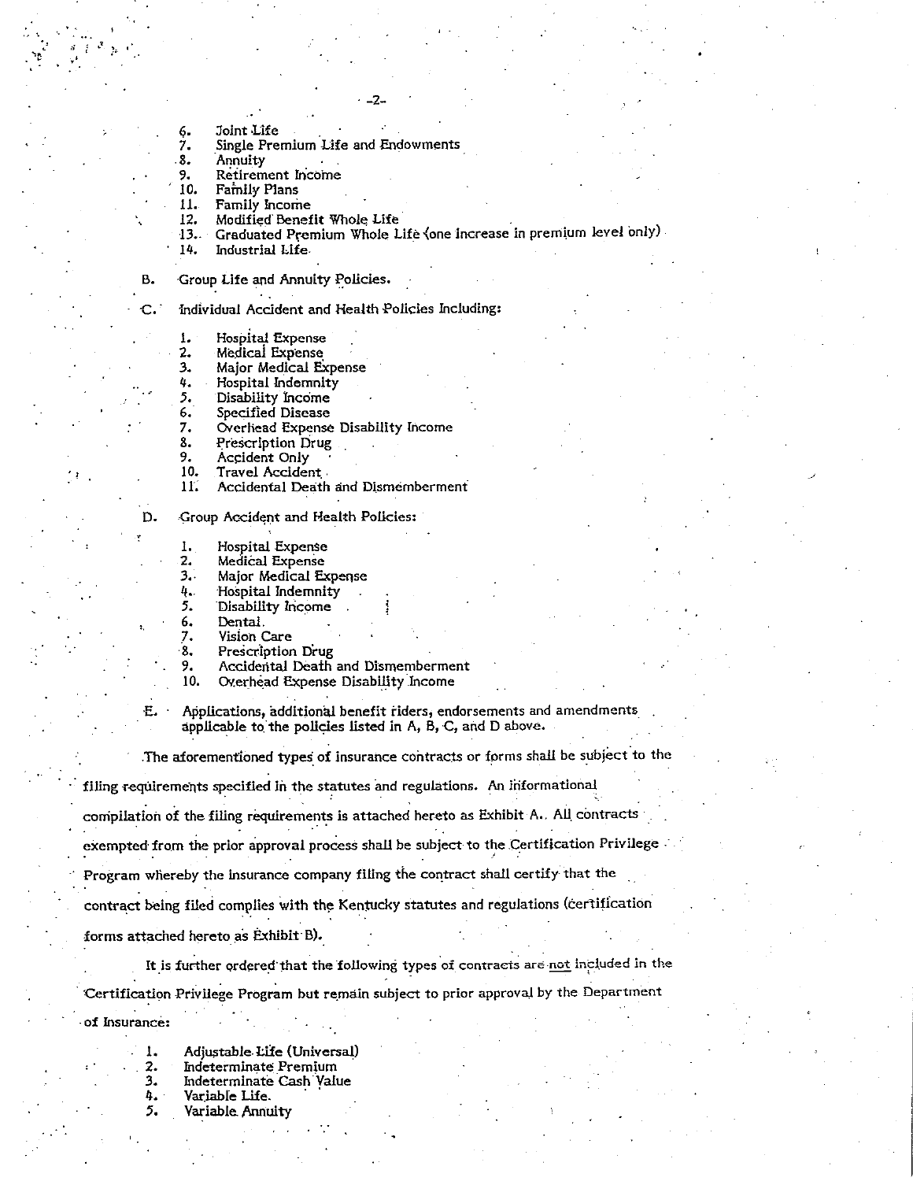6. Joint Life
7. Single Premium Life and Endowments
8. Annuity
9. Retirement Income
10. Family Plans
11. Family Income
12. Modified Benefit Whole Life
13. Graduated Premium Whole Life (one increase in premium level only)
14. Industrial Life

B. Group Life and Annuity Policies.

C. Individual Accident and Health Policies Including:

1. Hospital Expense
2. Medical Expense
3. Major Medical Expense
4. Hospital Indemnity
5. Disability Income
6. Specified Disease
7. Overhead Expense Disability Income
8. Prescription Drug
9. Accident Only
10. Travel Accident
11. Accidental Death and Dismemberment

D. Group Accident and Health Policies:

1. Hospital Expense
2. Medical Expense
3. Major Medical Expense
4. Hospital Indemnity
5. Disability Income
6. Dental
7. Vision Care
8. Prescription Drug
9. Accidental Death and Dismemberment
10. Overhead Expense Disability Income

E. Applications, additional benefit riders, endorsements and amendments applicable to the policies listed in A, B, C, and D above.

The aforementioned types of insurance contracts or forms shall be subject to the filing requirements specified in the statutes and regulations. An informational compilation of the filing requirements is attached hereto as Exhibit A. All contracts exempted from the prior approval process shall be subject to the Certification Privilege Program whereby the insurance company filing the contract shall certify that the contract being filed complies with the Kentucky statutes and regulations (certification forms attached hereto as Exhibit B).

It is further ordered that the following types of contracts are <u>not</u> included in the Certification Privilege Program but remain subject to prior approval by the Department of Insurance:

1. Adjustable Life (Universal)
2. Indeterminate Premium
3. Indeterminate Cash Value
4. Variable Life
5. Variable Annuity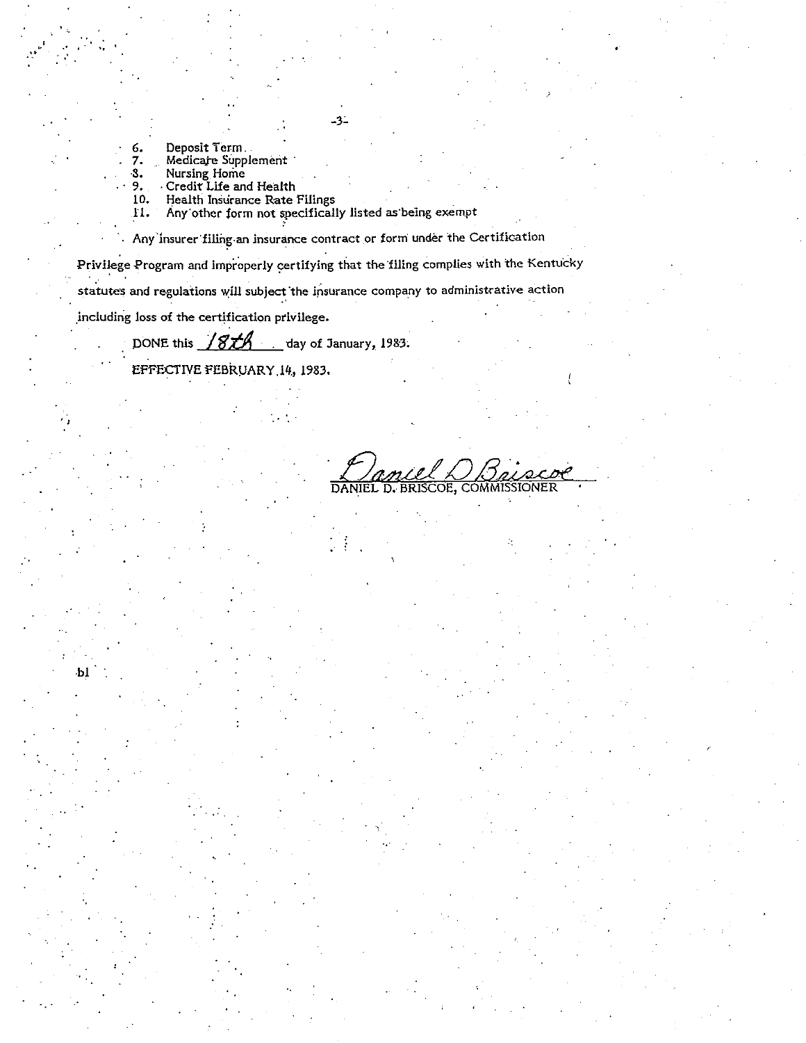6. Deposit Term
7. Medicare Supplement
8. Nursing Home
9. Credit Life and Health
10. Health Insurance Rate Filings
11. Any other form not specifically listed as being exempt

Any insurer filing an insurance contract or form under the Certification Privilege Program and improperly certifying that the filing complies with the Kentucky statutes and regulations will subject the insurance company to administrative action including loss of the certification privilege.

DONE this 18th day of January, 1983.

EFFECTIVE FEBRUARY 14, 1983.

Daniel D Briscoe

DANIEL D. BRISCOE, COMMISSIONER

bl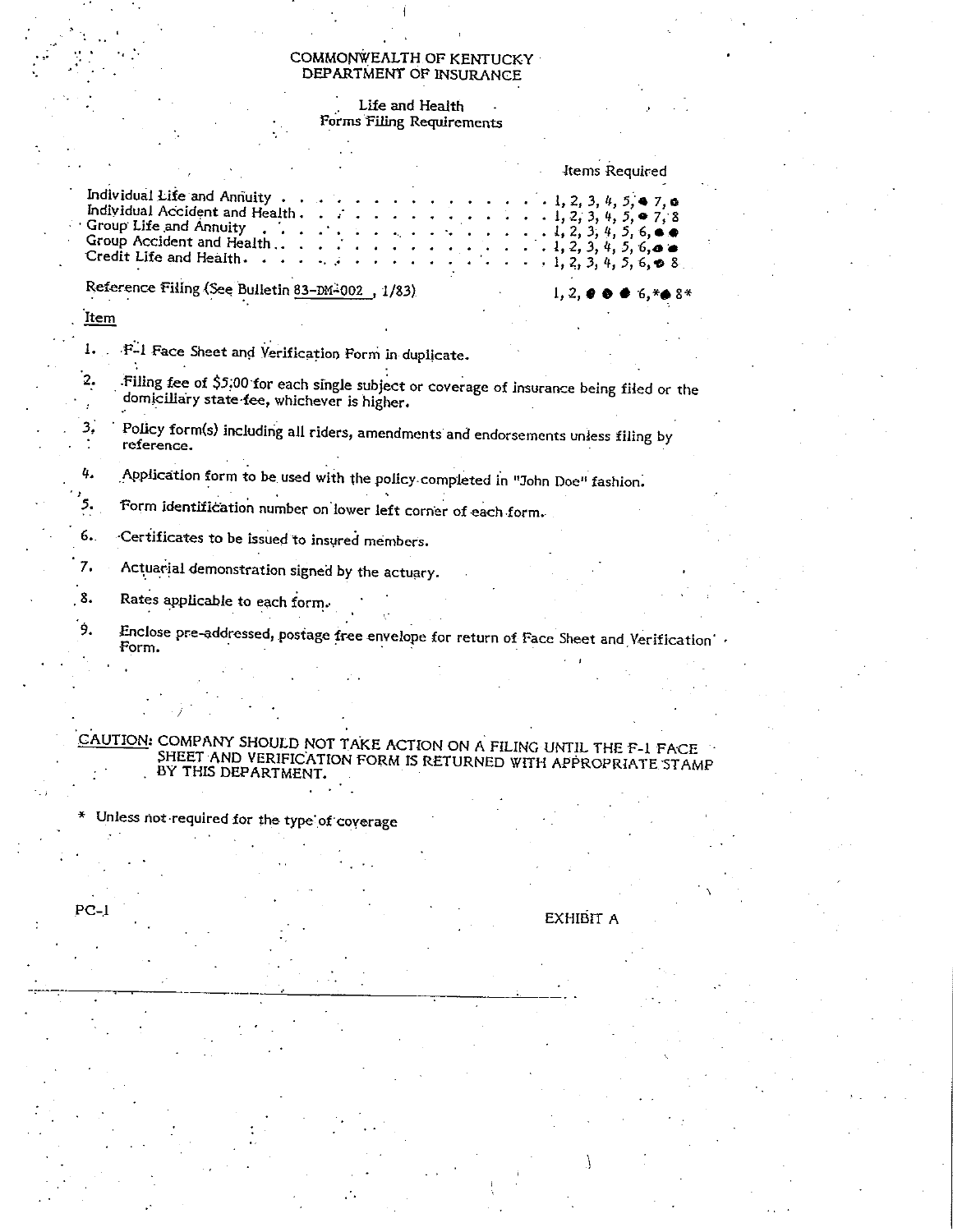COMMONWEALTH OF KENTUCKY
DEPARTMENT OF INSURANCE

Life and Health
Forms Filing Requirements

| | Items Required |
|---|---|
| Individual Life and Annuity | 1, 2, 3, 4, 5, ● 7, ● |
| Individual Accident and Health | 1, 2, 3, 4, 5, ● 7, 8 |
| Group Life and Annuity | 1, 2, 3, 4, 5, 6, ● ● |
| Group Accident and Health | 1, 2, 3, 4, 5, 6, ● ● |
| Credit Life and Health | 1, 2, 3, 4, 5, 6, ● 8 |
| Reference Filing (See Bulletin 83-DM-002 , 1/83) | 1, 2, ● ● ● 6,*● 8* |

Item

1. F-1 Face Sheet and Verification Form in duplicate.
2. Filing fee of $5.00 for each single subject or coverage of insurance being filed or the domiciliary state fee, whichever is higher.
3. Policy form(s) including all riders, amendments and endorsements unless filing by reference.
4. Application form to be used with the policy completed in "John Doe" fashion.
5. Form identification number on lower left corner of each form.
6. Certificates to be issued to insured members.
7. Actuarial demonstration signed by the actuary.
8. Rates applicable to each form.
9. Enclose pre-addressed, postage free envelope for return of Face Sheet and Verification Form.

CAUTION: COMPANY SHOULD NOT TAKE ACTION ON A FILING UNTIL THE F-1 FACE SHEET AND VERIFICATION FORM IS RETURNED WITH APPROPRIATE STAMP BY THIS DEPARTMENT.

\* Unless not required for the type of coverage

PC-1

EXHIBIT A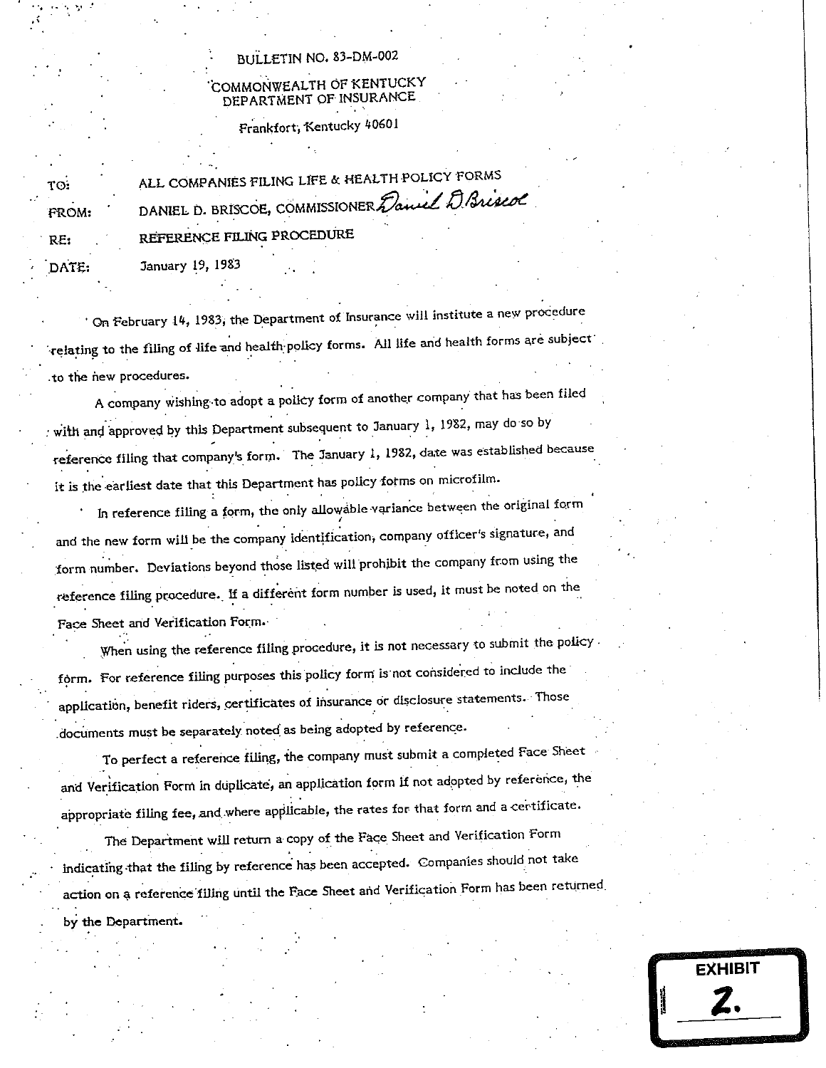BULLETIN NO. 83-DM-002

COMMONWEALTH OF KENTUCKY
DEPARTMENT OF INSURANCE

Frankfort, Kentucky 40601

TO: ALL COMPANIES FILING LIFE & HEALTH POLICY FORMS

FROM: DANIEL D. BRISCOE, COMMISSIONER *Daniel D Briscoe*

RE: REFERENCE FILING PROCEDURE

DATE: January 19, 1983

On February 14, 1983, the Department of Insurance will institute a new procedure relating to the filing of life and health policy forms. All life and health forms are subject to the new procedures.

A company wishing to adopt a policy form of another company that has been filed with and approved by this Department subsequent to January 1, 1982, may do so by reference filing that company's form. The January 1, 1982, date was established because it is the earliest date that this Department has policy forms on microfilm.

In reference filing a form, the only allowable variance between the original form and the new form will be the company identification, company officer's signature, and form number. Deviations beyond those listed will prohibit the company from using the reference filing procedure. If a different form number is used, it must be noted on the Face Sheet and Verification Form.

When using the reference filing procedure, it is not necessary to submit the policy form. For reference filing purposes this policy form is not considered to include the application, benefit riders, certificates of insurance or disclosure statements. Those documents must be separately noted as being adopted by reference.

To perfect a reference filing, the company must submit a completed Face Sheet and Verification Form in duplicate, an application form if not adopted by reference, the appropriate filing fee, and where applicable, the rates for that form and a certificate.

The Department will return a copy of the Face Sheet and Verification Form indicating that the filing by reference has been accepted. Companies should not take action on a reference filing until the Face Sheet and Verification Form has been returned by the Department.

EXHIBIT 2.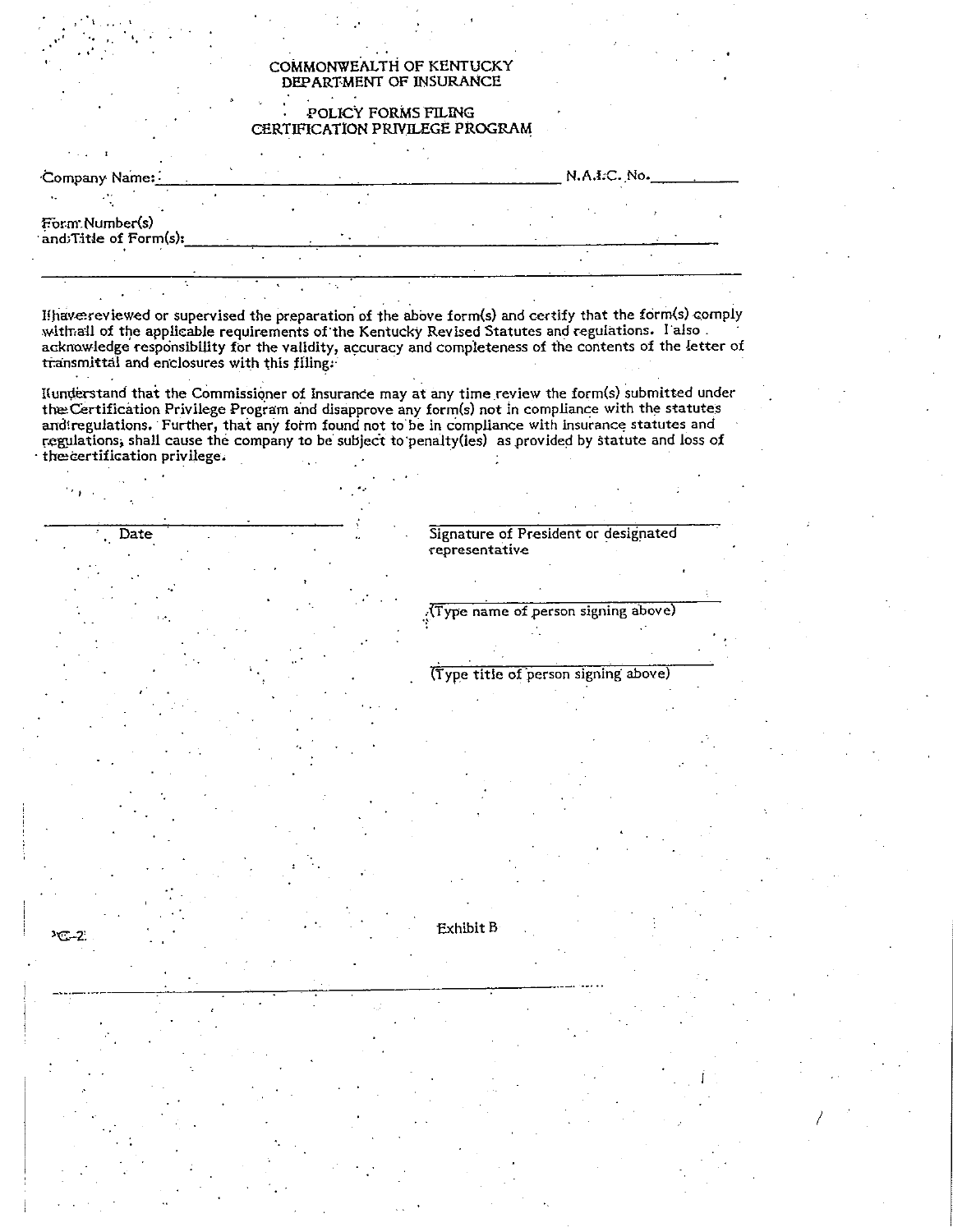# COMMONWEALTH OF KENTUCKY
# DEPARTMENT OF INSURANCE

## POLICY FORMS FILING
## CERTIFICATION PRIVILEGE PROGRAM

Company Name: ______________________________________________ N.A.I.C. No. __________

Form Number(s)
and Title of Form(s): ______________________________________________

_________________________________________________________________

I have reviewed or supervised the preparation of the above form(s) and certify that the form(s) comply with all of the applicable requirements of the Kentucky Revised Statutes and regulations. I also acknowledge responsibility for the validity, accuracy and completeness of the contents of the letter of transmittal and enclosures with this filing.

I understand that the Commissioner of Insurance may at any time review the form(s) submitted under the Certification Privilege Program and disapprove any form(s) not in compliance with the statutes and regulations. Further, that any form found not to be in compliance with insurance statutes and regulations, shall cause the company to be subject to penalty(ies) as provided by statute and loss of the certification privilege.

______________________________ ______________________________
Date Signature of President or designated representative

______________________________
(Type name of person signing above)

______________________________
(Type title of person signing above)

C-2 Exhibit B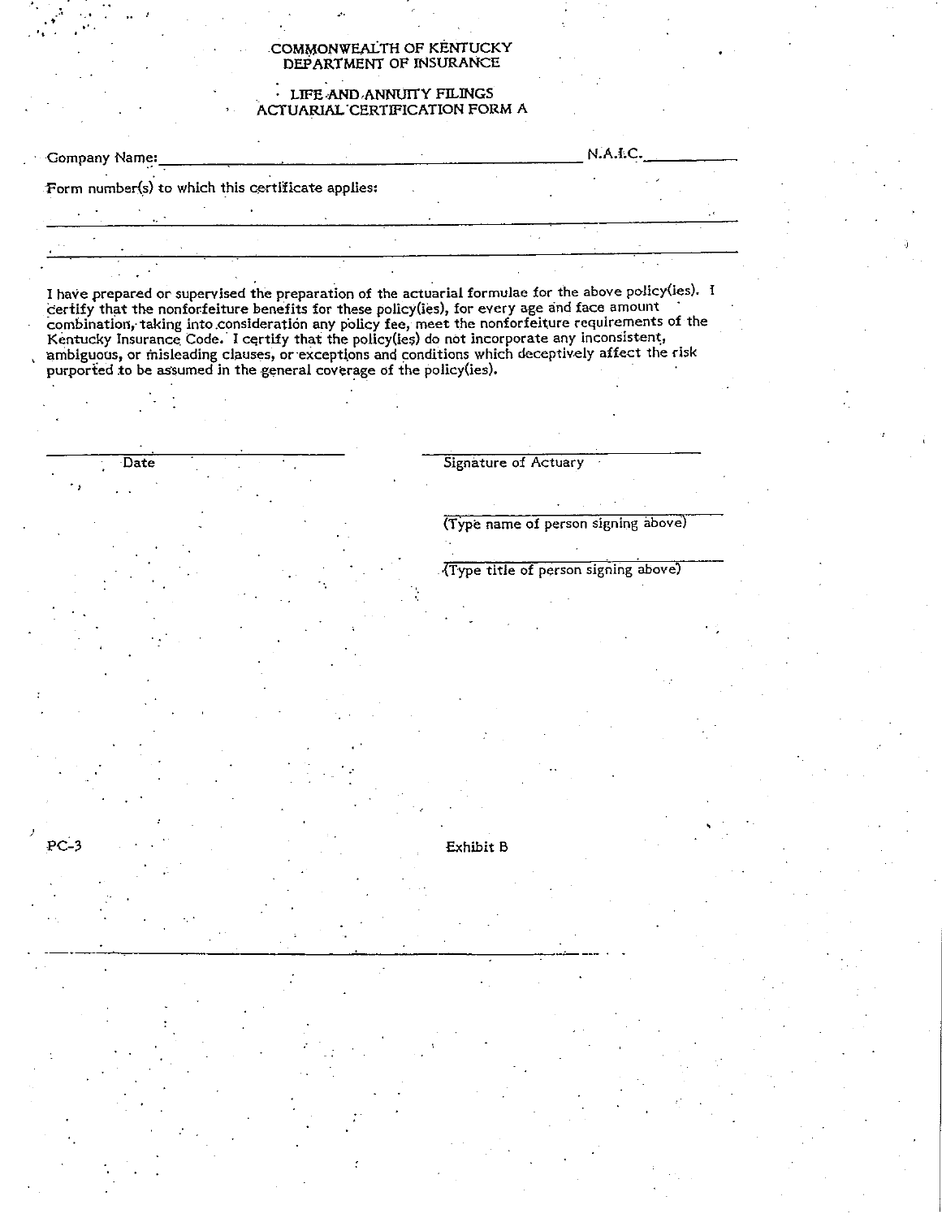COMMONWEALTH OF KENTUCKY
DEPARTMENT OF INSURANCE

LIFE AND ANNUITY FILINGS
ACTUARIAL CERTIFICATION FORM A

Company Name: \_\_\_\_\_\_\_\_\_\_\_\_\_\_\_\_\_\_\_\_\_\_\_\_\_\_\_\_\_\_\_\_\_\_\_\_\_\_\_\_ N.A.I.C. \_\_\_\_\_\_\_\_\_\_

Form number(s) to which this certificate applies:

\_\_\_\_\_\_\_\_\_\_\_\_\_\_\_\_\_\_\_\_\_\_\_\_\_\_\_\_\_\_\_\_\_\_\_\_\_\_\_\_\_\_\_\_\_\_\_\_\_\_\_\_\_\_\_\_\_\_\_\_\_\_\_\_

\_\_\_\_\_\_\_\_\_\_\_\_\_\_\_\_\_\_\_\_\_\_\_\_\_\_\_\_\_\_\_\_\_\_\_\_\_\_\_\_\_\_\_\_\_\_\_\_\_\_\_\_\_\_\_\_\_\_\_\_\_\_\_\_

I have prepared or supervised the preparation of the actuarial formulae for the above policy(ies). I certify that the nonforfeiture benefits for these policy(ies), for every age and face amount combination, taking into consideration any policy fee, meet the nonforfeiture requirements of the Kentucky Insurance Code. I certify that the policy(ies) do not incorporate any inconsistent, ambiguous, or misleading clauses, or exceptions and conditions which deceptively affect the risk purported to be assumed in the general coverage of the policy(ies).

\_\_\_\_\_\_\_\_\_\_\_\_\_\_\_\_\_\_\_\_ \_\_\_\_\_\_\_\_\_\_\_\_\_\_\_\_\_\_\_\_
Date Signature of Actuary

\_\_\_\_\_\_\_\_\_\_\_\_\_\_\_\_\_\_\_\_
(Type name of person signing above)

\_\_\_\_\_\_\_\_\_\_\_\_\_\_\_\_\_\_\_\_
(Type title of person signing above)

PC-3 Exhibit B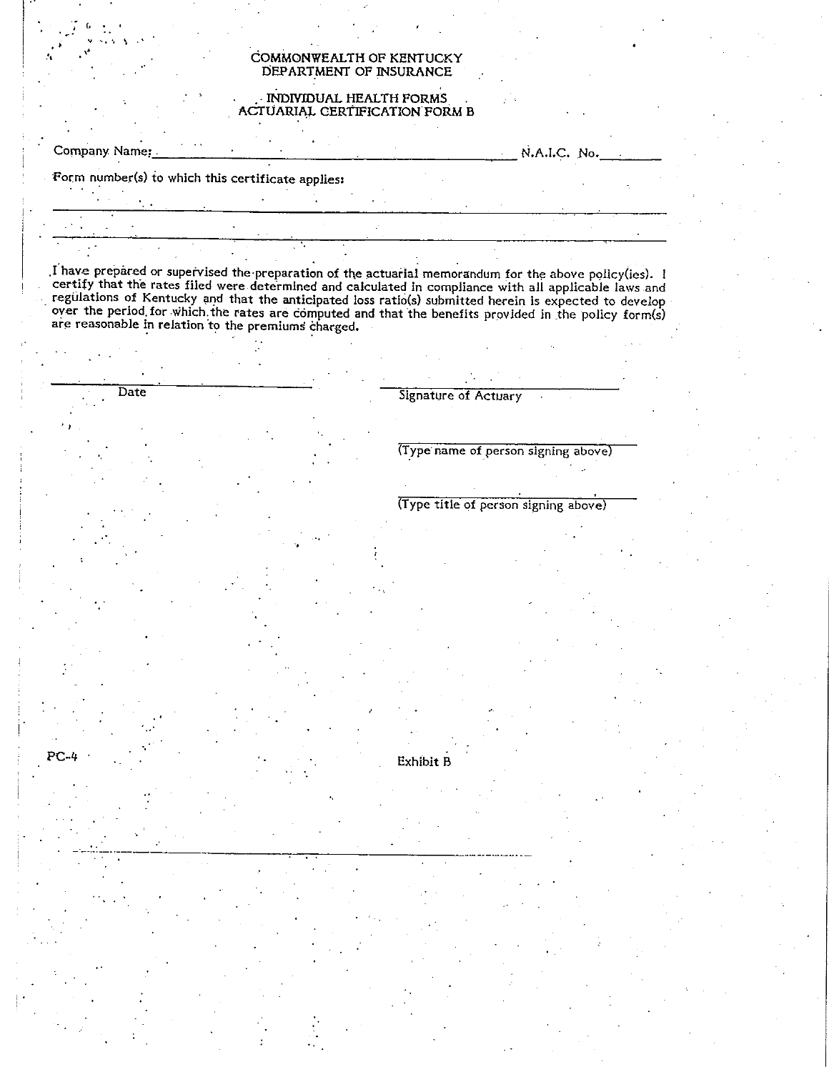# COMMONWEALTH OF KENTUCKY
# DEPARTMENT OF INSURANCE

## INDIVIDUAL HEALTH FORMS
## ACTUARIAL CERTIFICATION FORM B

Company Name: ______________________________________________ N.A.I.C. No. ________

Form number(s) to which this certificate applies:

______________________________________________________________________________

______________________________________________________________________________

I have prepared or supervised the preparation of the actuarial memorandum for the above policy(ies). I certify that the rates filed were determined and calculated in compliance with all applicable laws and regulations of Kentucky and that the anticipated loss ratio(s) submitted herein is expected to develop over the period for which the rates are computed and that the benefits provided in the policy form(s) are reasonable in relation to the premiums charged.

______________________________ &nbsp;&nbsp;&nbsp;&nbsp; ______________________________
Date &nbsp;&nbsp;&nbsp;&nbsp; Signature of Actuary

______________________________
(Type name of person signing above)

______________________________
(Type title of person signing above)

PC-4 &nbsp;&nbsp;&nbsp;&nbsp; Exhibit B